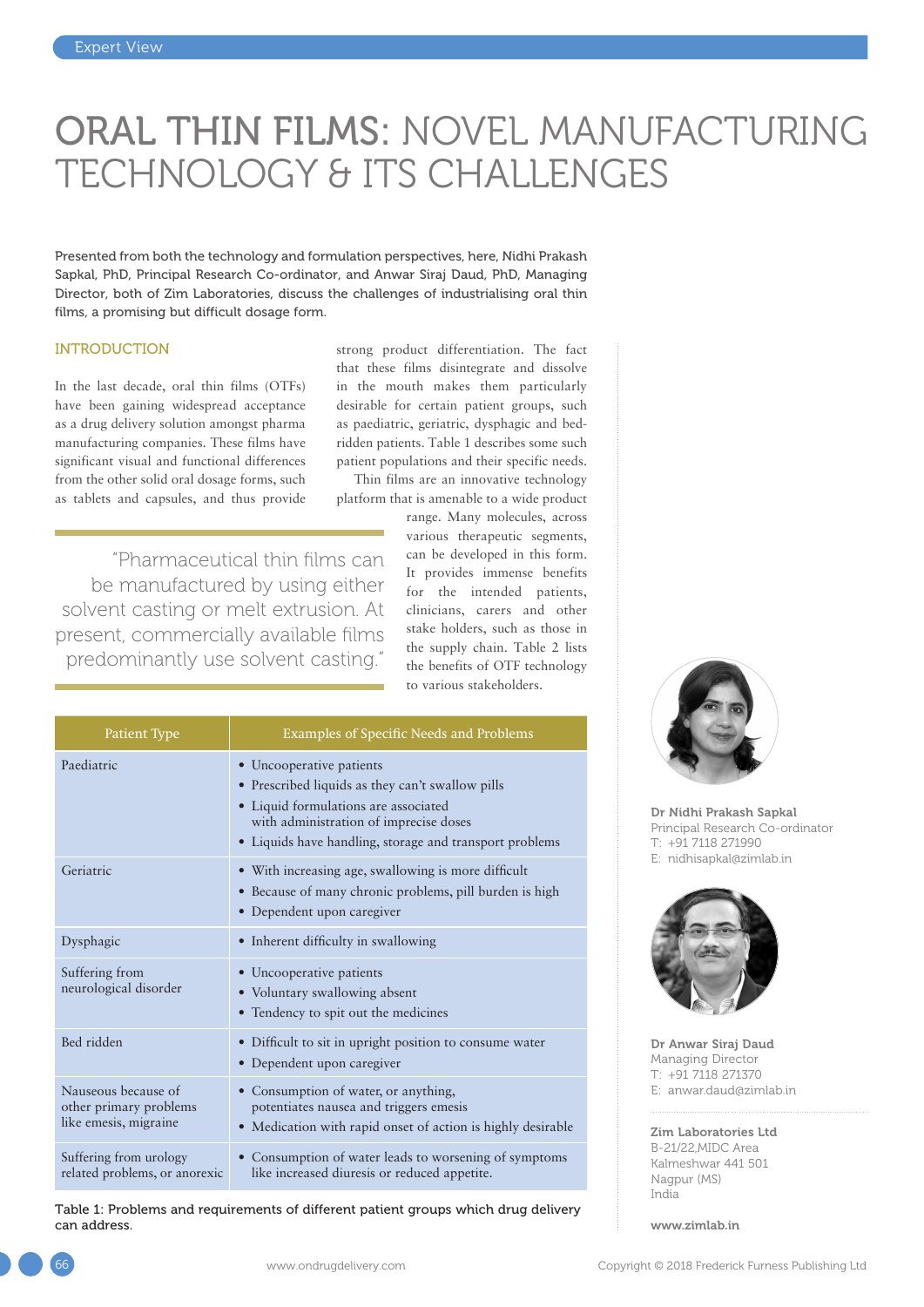# ORAL THIN FILMS: NOVEL MANUFACTURING TECHNOLOGY & ITS CHALLENGES

Presented from both the technology and formulation perspectives, here, Nidhi Prakash Sapkal, PhD, Principal Research Co-ordinator, and Anwar Siraj Daud, PhD, Managing Director, both of Zim Laboratories, discuss the challenges of industrialising oral thin films, a promising but difficult dosage form.

## INTRODUCTION

In the last decade, oral thin films (OTFs) have been gaining widespread acceptance as a drug delivery solution amongst pharma manufacturing companies. These films have significant visual and functional differences from the other solid oral dosage forms, such as tablets and capsules, and thus provide strong product differentiation. The fact that these films disintegrate and dissolve in the mouth makes them particularly desirable for certain patient groups, such as paediatric, geriatric, dysphagic and bed-ridden patients. Table 1 describes some such patient populations and their specific needs.

Thin films are an innovative technology platform that is amenable to a wide product range. Many molecules, across various therapeutic segments, can be developed in this form. It provides immense benefits for the intended patients, clinicians, carers and other stake holders, such as those in the supply chain. Table 2 lists the benefits of OTF technology to various stakeholders.

> "Pharmaceutical thin films can be manufactured by using either solvent casting or melt extrusion. At present, commercially available films predominantly use solvent casting."

| Patient Type | Examples of Specific Needs and Problems |
|---|---|
| Paediatric | • Uncooperative patients<br>• Prescribed liquids as they can't swallow pills<br>• Liquid formulations are associated with administration of imprecise doses<br>• Liquids have handling, storage and transport problems |
| Geriatric | • With increasing age, swallowing is more difficult<br>• Because of many chronic problems, pill burden is high<br>• Dependent upon caregiver |
| Dysphagic | • Inherent difficulty in swallowing |
| Suffering from neurological disorder | • Uncooperative patients<br>• Voluntary swallowing absent<br>• Tendency to spit out the medicines |
| Bed ridden | • Difficult to sit in upright position to consume water<br>• Dependent upon caregiver |
| Nauseous because of other primary problems like emesis, migraine | • Consumption of water, or anything, potentiates nausea and triggers emesis<br>• Medication with rapid onset of action is highly desirable |
| Suffering from urology related problems, or anorexic | • Consumption of water leads to worsening of symptoms like increased diuresis or reduced appetite. |

Table 1: Problems and requirements of different patient groups which drug delivery can address.

**Dr Nidhi Prakash Sapkal**
Principal Research Co-ordinator
T: +91 7118 271990
E: nidhisapkal@zimlab.in

**Dr Anwar Siraj Daud**
Managing Director
T: +91 7118 271370
E: anwar.daud@zimlab.in

**Zim Laboratories Ltd**
B-21/22,MIDC Area
Kalmeshwar 441 501
Nagpur (MS)
India

**www.zimlab.in**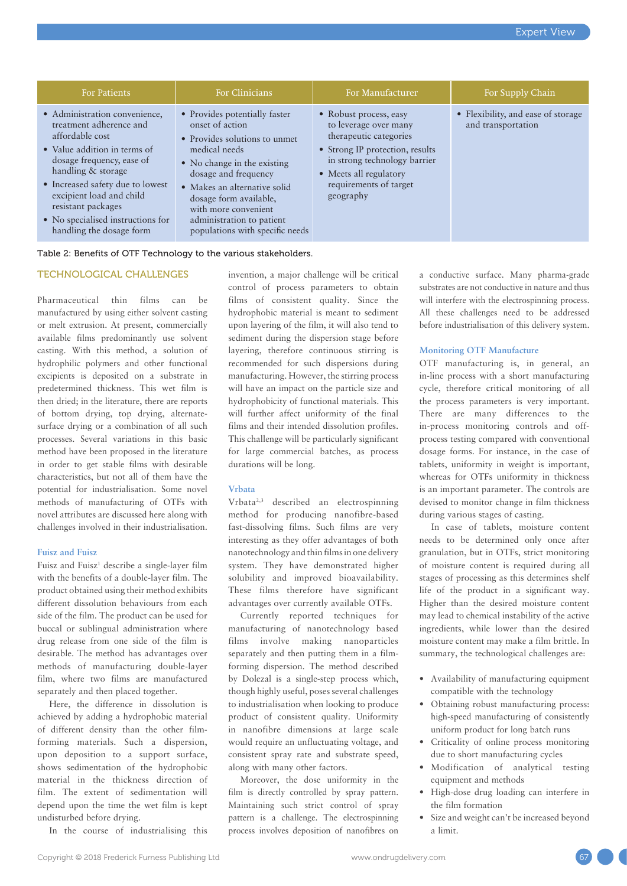| For Patients | For Clinicians | For Manufacturer | For Supply Chain |
|---|---|---|---|
| • Administration convenience, treatment adherence and affordable cost<br>• Value addition in terms of dosage frequency, ease of handling & storage<br>• Increased safety due to lowest excipient load and child resistant packages<br>• No specialised instructions for handling the dosage form | • Provides potentially faster onset of action<br>• Provides solutions to unmet medical needs<br>• No change in the existing dosage and frequency<br>• Makes an alternative solid dosage form available, with more convenient administration to patient populations with specific needs | • Robust process, easy to leverage over many therapeutic categories<br>• Strong IP protection, results in strong technology barrier<br>• Meets all regulatory requirements of target geography | • Flexibility, and ease of storage and transportation |

Table 2: Benefits of OTF Technology to the various stakeholders.

## TECHNOLOGICAL CHALLENGES

Pharmaceutical thin films can be manufactured by using either solvent casting or melt extrusion. At present, commercially available films predominantly use solvent casting. With this method, a solution of hydrophilic polymers and other functional excipients is deposited on a substrate in predetermined thickness. This wet film is then dried; in the literature, there are reports of bottom drying, top drying, alternate-surface drying or a combination of all such processes. Several variations in this basic method have been proposed in the literature in order to get stable films with desirable characteristics, but not all of them have the potential for industrialisation. Some novel methods of manufacturing of OTFs with novel attributes are discussed here along with challenges involved in their industrialisation.

### Fuisz and Fuisz

Fuisz and Fuisz[1] describe a single-layer film with the benefits of a double-layer film. The product obtained using their method exhibits different dissolution behaviours from each side of the film. The product can be used for buccal or sublingual administration where drug release from one side of the film is desirable. The method has advantages over methods of manufacturing double-layer film, where two films are manufactured separately and then placed together.

Here, the difference in dissolution is achieved by adding a hydrophobic material of different density than the other film-forming materials. Such a dispersion, upon deposition to a support surface, shows sedimentation of the hydrophobic material in the thickness direction of the film. The extent of sedimentation will depend upon the time the wet film is kept undisturbed before drying.

In the course of industrialising this invention, a major challenge will be critical control of process parameters to obtain films of consistent quality. Since the hydrophobic material is meant to sediment upon layering of the film, it will also tend to sediment during the dispersion stage before layering, therefore continuous stirring is recommended for such dispersions during manufacturing. However, the stirring process will have an impact on the particle size and hydrophobicity of functional materials. This will further affect uniformity of the final films and their intended dissolution profiles. This challenge will be particularly significant for large commercial batches, as process durations will be long.

### Vrbata

Vrbata[2,3] described an electrospinning method for producing nanofibre-based fast-dissolving films. Such films are very interesting as they offer advantages of both nanotechnology and thin films in one delivery system. They have demonstrated higher solubility and improved bioavailability. These films therefore have significant advantages over currently available OTFs.

Currently reported techniques for manufacturing of nanotechnology based films involve making nanoparticles separately and then putting them in a film-forming dispersion. The method described by Dolezal is a single-step process which, though highly useful, poses several challenges to industrialisation when looking to produce product of consistent quality. Uniformity in nanofibre dimensions at large scale would require an unfluctuating voltage, and consistent spray rate and substrate speed, along with many other factors.

Moreover, the dose uniformity in the film is directly controlled by spray pattern. Maintaining such strict control of spray pattern is a challenge. The electrospinning process involves deposition of nanofibres on a conductive surface. Many pharma-grade substrates are not conductive in nature and thus will interfere with the electrospinning process. All these challenges need to be addressed before industrialisation of this delivery system.

### Monitoring OTF Manufacture

OTF manufacturing is, in general, an in-line process with a short manufacturing cycle, therefore critical monitoring of all the process parameters is very important. There are many differences to the in-process monitoring controls and off-process testing compared with conventional dosage forms. For instance, in the case of tablets, uniformity in weight is important, whereas for OTFs uniformity in thickness is an important parameter. The controls are devised to monitor change in film thickness during various stages of casting.

In case of tablets, moisture content needs to be determined only once after granulation, but in OTFs, strict monitoring of moisture content is required during all stages of processing as this determines shelf life of the product in a significant way. Higher than the desired moisture content may lead to chemical instability of the active ingredients, while lower than the desired moisture content may make a film brittle. In summary, the technological challenges are:

- Availability of manufacturing equipment compatible with the technology
- Obtaining robust manufacturing process: high-speed manufacturing of consistently uniform product for long batch runs
- Criticality of online process monitoring due to short manufacturing cycles
- Modification of analytical testing equipment and methods
- High-dose drug loading can interfere in the film formation
- Size and weight can't be increased beyond a limit.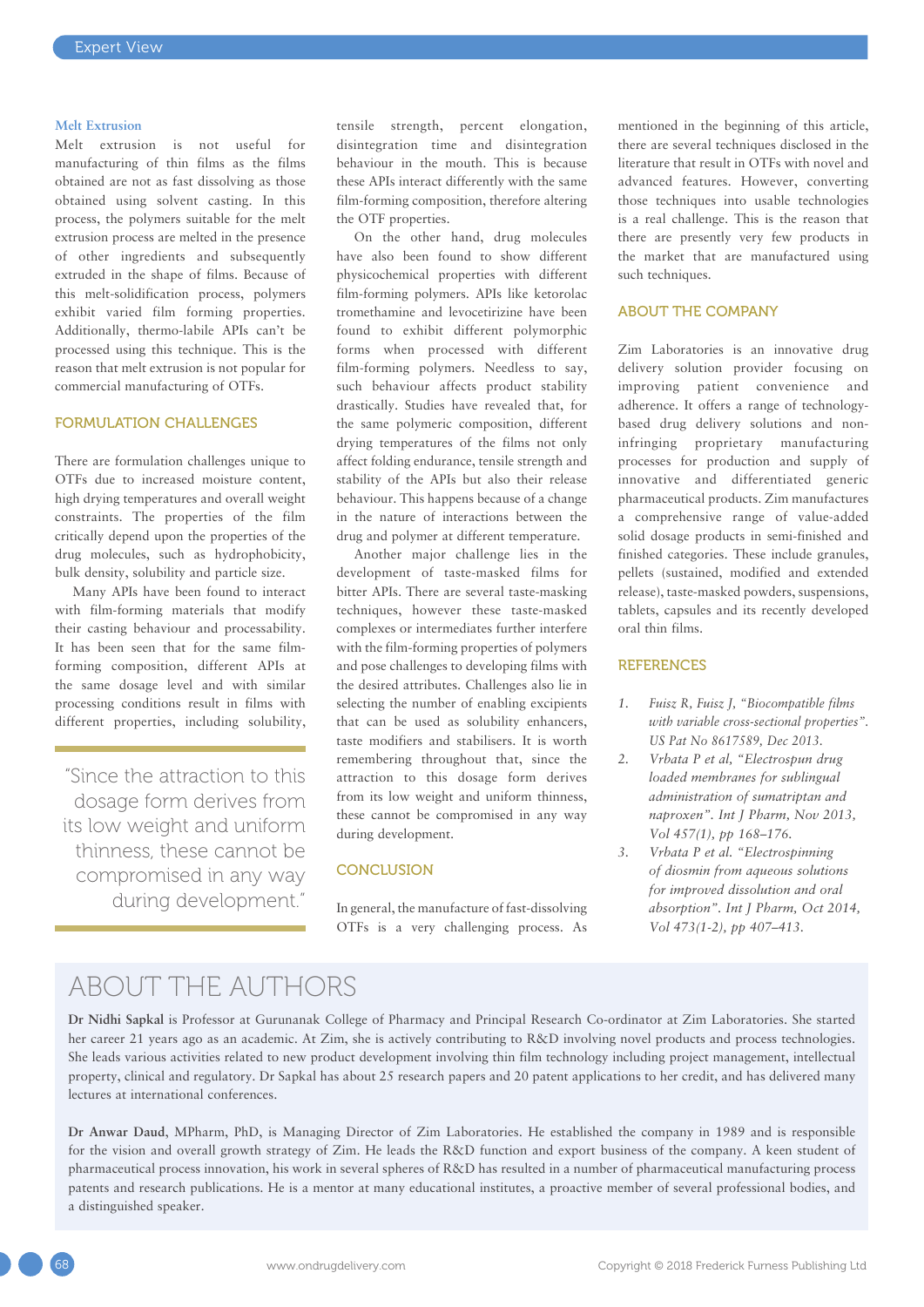### Melt Extrusion

Melt extrusion is not useful for manufacturing of thin films as the films obtained are not as fast dissolving as those obtained using solvent casting. In this process, the polymers suitable for the melt extrusion process are melted in the presence of other ingredients and subsequently extruded in the shape of films. Because of this melt-solidification process, polymers exhibit varied film forming properties. Additionally, thermo-labile APIs can't be processed using this technique. This is the reason that melt extrusion is not popular for commercial manufacturing of OTFs.

## FORMULATION CHALLENGES

There are formulation challenges unique to OTFs due to increased moisture content, high drying temperatures and overall weight constraints. The properties of the OTF critically depend upon the properties of the drug molecules, such as hydrophobicity, bulk density, solubility and particle size.

Many APIs have been found to interact with film-forming materials that modify their casting behaviour and processability. It has been seen that for the same film-forming composition, different APIs at the same dosage level and with similar processing conditions result in films with different properties, including solubility, tensile strength, percent elongation, disintegration time and disintegration behaviour in the mouth. This is because these APIs interact differently with the same film-forming composition, therefore altering the OTF properties.

On the other hand, drug molecules have also been found to show different physicochemical properties with different film-forming polymers. APIs like ketorolac tromethamine and levocetirizine have been found to exhibit different polymorphic forms when processed with different film-forming polymers. Needless to say, such behaviour affects product stability drastically. Studies have revealed that, for the same polymeric composition, different drying temperatures of the films not only affect folding endurance, tensile strength and stability of the APIs but also their release behaviour. This happens because of a change in the nature of interactions between the drug and polymer at different temperature.

Another major challenge lies in the development of taste-masked films for bitter APIs. There are several taste-masking techniques, however these taste-masked complexes or intermediates further interfere with the film-forming properties of polymers and pose challenges to developing films with the desired attributes. Challenges also lie in selecting the number of enabling excipients that can be used as solubility enhancers, taste modifiers and stabilisers. It is worth remembering throughout that, since the attraction to this dosage form derives from its low weight and uniform thinness, these cannot be compromised in any way during development.

> "Since the attraction to this dosage form derives from its low weight and uniform thinness, these cannot be compromised in any way during development."

## CONCLUSION

In general, the manufacture of fast-dissolving OTFs is a very challenging process. As mentioned in the beginning of this article, there are several techniques disclosed in the literature that result in OTFs with novel and advanced features. However, converting those techniques into usable technologies is a real challenge. This is the reason that there are presently very few products in the market that are manufactured using such techniques.

## ABOUT THE COMPANY

Zim Laboratories is an innovative drug delivery solution provider focusing on improving patient convenience and adherence. It offers a range of technology-based drug delivery solutions and non-infringing proprietary manufacturing processes for production and supply of innovative and differentiated generic pharmaceutical products. Zim manufactures a comprehensive range of value-added solid dosage products in semi-finished and finished categories. These include granules, pellets (sustained, modified and extended release), taste-masked powders, suspensions, tablets, capsules and its recently developed oral thin films.

## REFERENCES

1. *Fuisz R, Fuisz J, "Biocompatible films with variable cross-sectional properties". US Pat No 8617589, Dec 2013.*
2. *Vrbata P et al, "Electrospun drug loaded membranes for sublingual administration of sumatriptan and naproxen". Int J Pharm, Nov 2013, Vol 457(1), pp 168–176.*
3. *Vrbata P et al. "Electrospinning of diosmin from aqueous solutions for improved dissolution and oral absorption". Int J Pharm, Oct 2014, Vol 473(1-2), pp 407–413.*

# ABOUT THE AUTHORS

**Dr Nidhi Sapkal** is Professor at Gurunanak College of Pharmacy and Principal Research Co-ordinator at Zim Laboratories. She started her career 21 years ago as an academic. At Zim, she is actively contributing to R&D involving novel products and process technologies. She leads various activities related to new product development involving thin film technology including project management, intellectual property, clinical and regulatory. Dr Sapkal has about 25 research papers and 20 patent applications to her credit, and has delivered many lectures at international conferences.

**Dr Anwar Daud**, MPharm, PhD, is Managing Director of Zim Laboratories. He established the company in 1989 and is responsible for the vision and overall growth strategy of Zim. He leads the R&D function and export business of the company. A keen student of pharmaceutical process innovation, his work in several spheres of R&D has resulted in a number of pharmaceutical manufacturing process patents and research publications. He is a mentor at many educational institutes, a proactive member of several professional bodies, and a distinguished speaker.